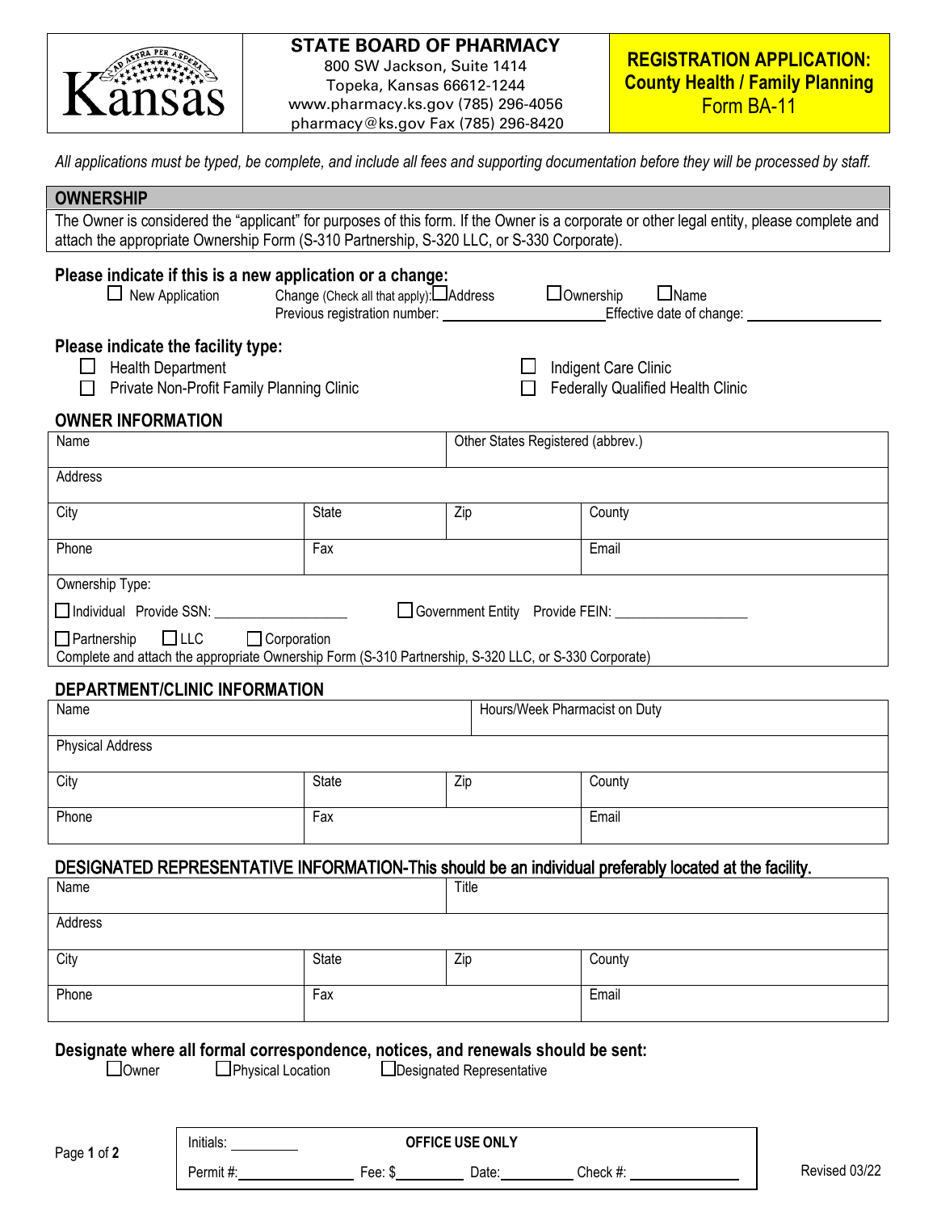STATE BOARD OF PHARMACY
800 SW Jackson, Suite 1414
Topeka, Kansas 66612-1244
www.pharmacy.ks.gov (785) 296-4056
pharmacy@ks.gov Fax (785) 296-8420

# REGISTRATION APPLICATION: County Health / Family Planning
## Form BA-11

*All applications must be typed, be complete, and include all fees and supporting documentation before they will be processed by staff.*

## OWNERSHIP

The Owner is considered the "applicant" for purposes of this form. If the Owner is a corporate or other legal entity, please complete and attach the appropriate Ownership Form (S-310 Partnership, S-320 LLC, or S-330 Corporate).

**Please indicate if this is a new application or a change:**

☐ New Application  Change (Check all that apply): ☐ Address ☐ Ownership ☐ Name

Previous registration number: ____________________ Effective date of change: ____________________

**Please indicate the facility type:**

☐ Health Department  ☐ Indigent Care Clinic
☐ Private Non-Profit Family Planning Clinic  ☐ Federally Qualified Health Clinic

### OWNER INFORMATION

| Name | | Other States Registered (abbrev.) | |
|---|---|---|---|
| Address | | | |
| City | State | Zip | County |
| Phone | Fax | | Email |

Ownership Type:

☐ Individual Provide SSN: ____________________  ☐ Government Entity Provide FEIN: ____________________

☐ Partnership ☐ LLC ☐ Corporation
Complete and attach the appropriate Ownership Form (S-310 Partnership, S-320 LLC, or S-330 Corporate)

### DEPARTMENT/CLINIC INFORMATION

| Name | | Hours/Week Pharmacist on Duty | |
|---|---|---|---|
| Physical Address | | | |
| City | State | Zip | County |
| Phone | Fax | | Email |

### DESIGNATED REPRESENTATIVE INFORMATION-This should be an individual preferably located at the facility.

| Name | | Title | |
|---|---|---|---|
| Address | | | |
| City | State | Zip | County |
| Phone | Fax | | Email |

**Designate where all formal correspondence, notices, and renewals should be sent:**

☐ Owner  ☐ Physical Location  ☐ Designated Representative

| Initials: __________ | OFFICE USE ONLY | | |
|---|---|---|---|
| Permit #: ____________ | Fee: $ __________ | Date: __________ | Check #: ____________ |

Revised 03/22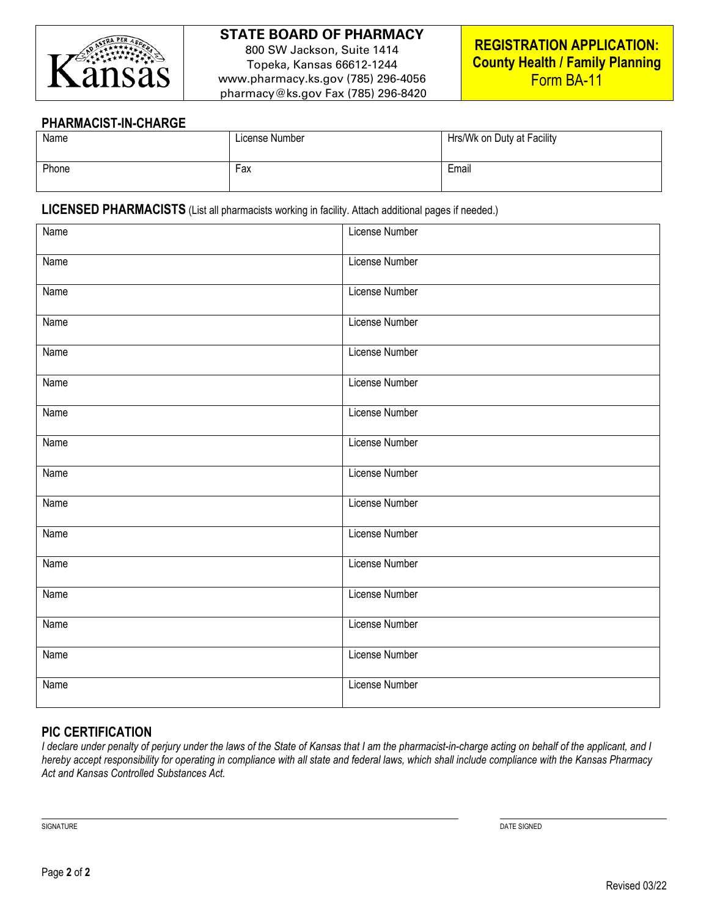STATE BOARD OF PHARMACY
800 SW Jackson, Suite 1414
Topeka, Kansas 66612-1244
www.pharmacy.ks.gov (785) 296-4056
pharmacy@ks.gov Fax (785) 296-8420

**REGISTRATION APPLICATION:**
**County Health / Family Planning**
Form BA-11

## PHARMACIST-IN-CHARGE

| | | |
|---|---|---|
| Name | License Number | Hrs/Wk on Duty at Facility |
| Phone | Fax | Email |

## LICENSED PHARMACISTS (List all pharmacists working in facility. Attach additional pages if needed.)

| | |
|---|---|
| Name | License Number |
| Name | License Number |
| Name | License Number |
| Name | License Number |
| Name | License Number |
| Name | License Number |
| Name | License Number |
| Name | License Number |
| Name | License Number |
| Name | License Number |
| Name | License Number |
| Name | License Number |
| Name | License Number |
| Name | License Number |
| Name | License Number |
| Name | License Number |

## PIC CERTIFICATION

*I declare under penalty of perjury under the laws of the State of Kansas that I am the pharmacist-in-charge acting on behalf of the applicant, and I hereby accept responsibility for operating in compliance with all state and federal laws, which shall include compliance with the Kansas Pharmacy Act and Kansas Controlled Substances Act.*

SIGNATURE ______________________ DATE SIGNED ______________________

Revised 03/22